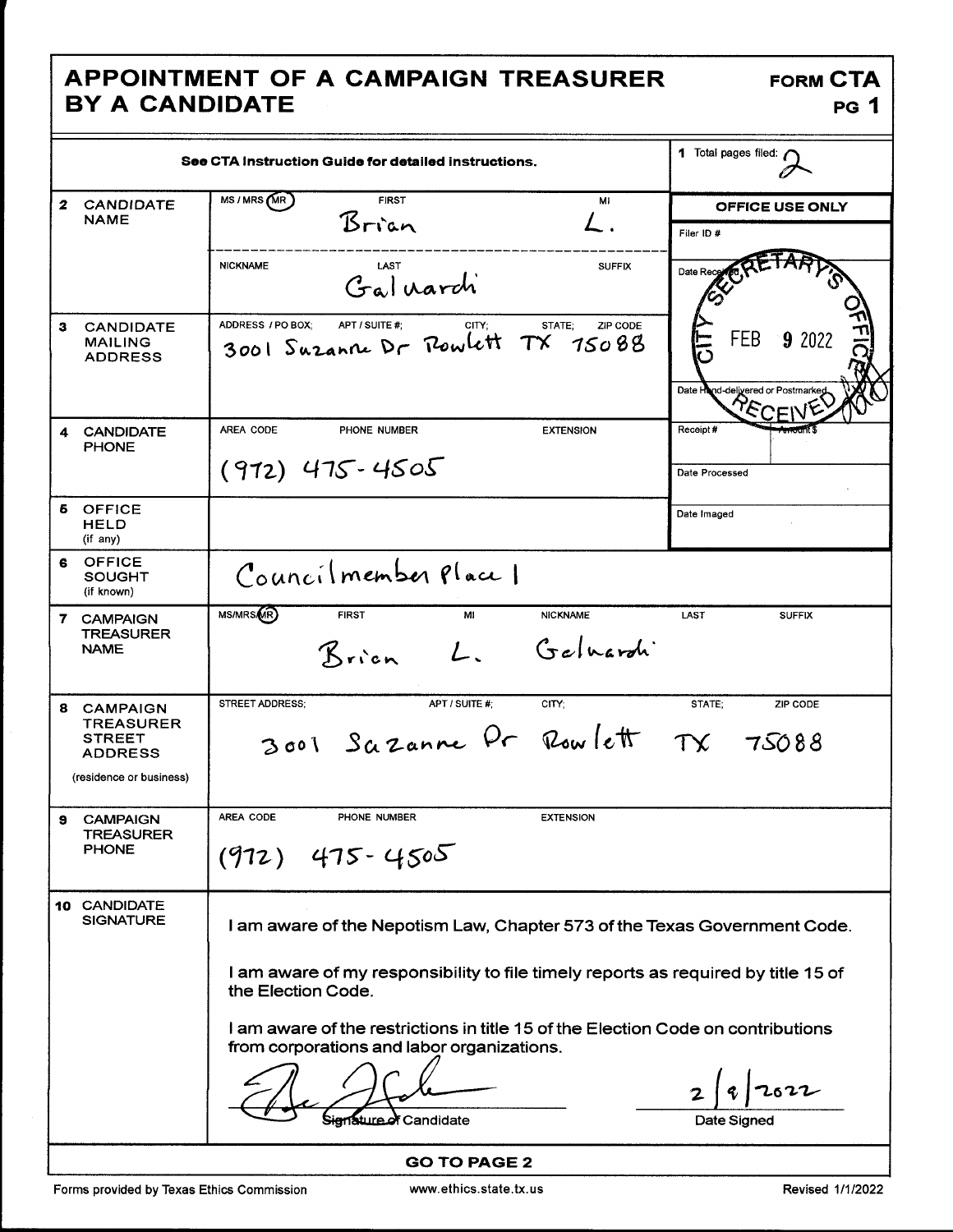# APPOINTMENT OF A CAMPAIGN TREASURER BY A CANDIDATE

**FORM CTA**
**PG 1**

See CTA Instruction Guide for detailed instructions.

**1** Total pages filed: 2

| | | |
|---|---|---|
| **2 CANDIDATE NAME** | MS / MRS / (MR) FIRST: Brian MI: L. NICKNAME: LAST: Galuardi SUFFIX: | **OFFICE USE ONLY** Filer ID #: Date Received: CITY SECRETARY'S OFFICE FEB 9 2022 RECEIVED |
| **3 CANDIDATE MAILING ADDRESS** | ADDRESS / PO BOX; APT / SUITE #; CITY; STATE; ZIP CODE: 3001 Suzanne Dr Rowlett TX 75088 | Date Hand-delivered or Postmarked |
| **4 CANDIDATE PHONE** | AREA CODE PHONE NUMBER EXTENSION: (972) 475-4505 | Receipt # Amount $ / Date Processed |
| **5 OFFICE HELD** (if any) | | Date Imaged |
| **6 OFFICE SOUGHT** (if known) | Councilmember Place 1 | |
| **7 CAMPAIGN TREASURER NAME** | MS/MRS/(MR) FIRST: Brian MI: L. NICKNAME: LAST: Galuardi SUFFIX: | |
| **8 CAMPAIGN TREASURER STREET ADDRESS** (residence or business) | STREET ADDRESS; APT / SUITE #; CITY; STATE; ZIP CODE: 3001 Suzanne Dr Rowlett TX 75088 | |
| **9 CAMPAIGN TREASURER PHONE** | AREA CODE PHONE NUMBER EXTENSION: (972) 475-4505 | |

**10 CANDIDATE SIGNATURE**

I am aware of the Nepotism Law, Chapter 573 of the Texas Government Code.

I am aware of my responsibility to file timely reports as required by title 15 of the Election Code.

I am aware of the restrictions in title 15 of the Election Code on contributions from corporations and labor organizations.

[Signature] — Signature of Candidate

2/9/2022 — Date Signed

**GO TO PAGE 2**

Forms provided by Texas Ethics Commission www.ethics.state.tx.us Revised 1/1/2022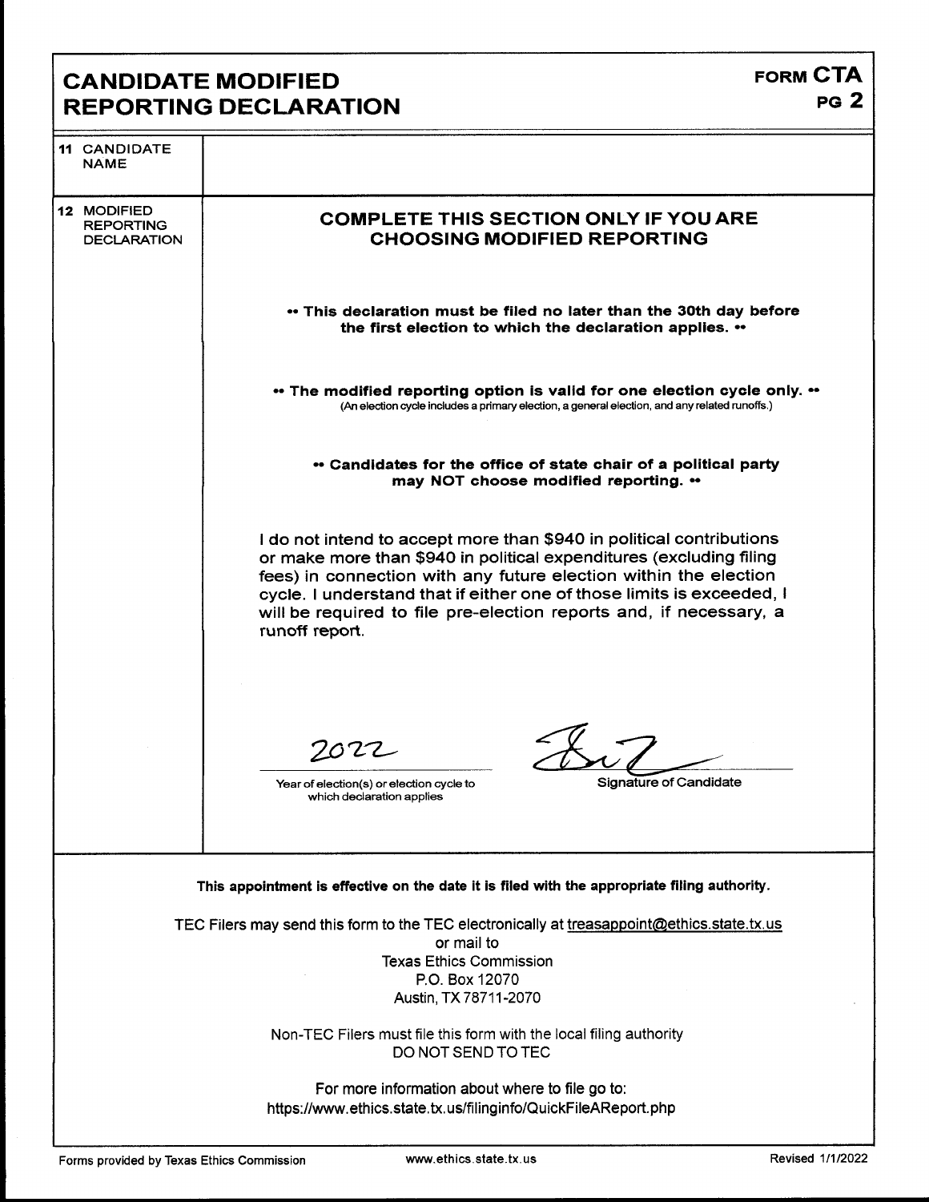# CANDIDATE MODIFIED REPORTING DECLARATION

**FORM CTA**
**PG 2**

| | |
|---|---|
| **11** CANDIDATE NAME | |
| **12** MODIFIED REPORTING DECLARATION | **COMPLETE THIS SECTION ONLY IF YOU ARE CHOOSING MODIFIED REPORTING** |

**•• This declaration must be filed no later than the 30th day before the first election to which the declaration applies. ••**

**•• The modified reporting option is valid for one election cycle only. ••**
(An election cycle includes a primary election, a general election, and any related runoffs.)

**•• Candidates for the office of state chair of a political party may NOT choose modified reporting. ••**

I do not intend to accept more than $940 in political contributions or make more than $940 in political expenditures (excluding filing fees) in connection with any future election within the election cycle. I understand that if either one of those limits is exceeded, I will be required to file pre-election reports and, if necessary, a runoff report.

2022
Year of election(s) or election cycle to which declaration applies

[Signature]
Signature of Candidate

**This appointment is effective on the date it is filed with the appropriate filing authority.**

TEC Filers may send this form to the TEC electronically at treasappoint@ethics.state.tx.us
or mail to
Texas Ethics Commission
P.O. Box 12070
Austin, TX 78711-2070

Non-TEC Filers must file this form with the local filing authority
DO NOT SEND TO TEC

For more information about where to file go to:
https://www.ethics.state.tx.us/filinginfo/QuickFileAReport.php

Forms provided by Texas Ethics Commission | www.ethics.state.tx.us | Revised 1/1/2022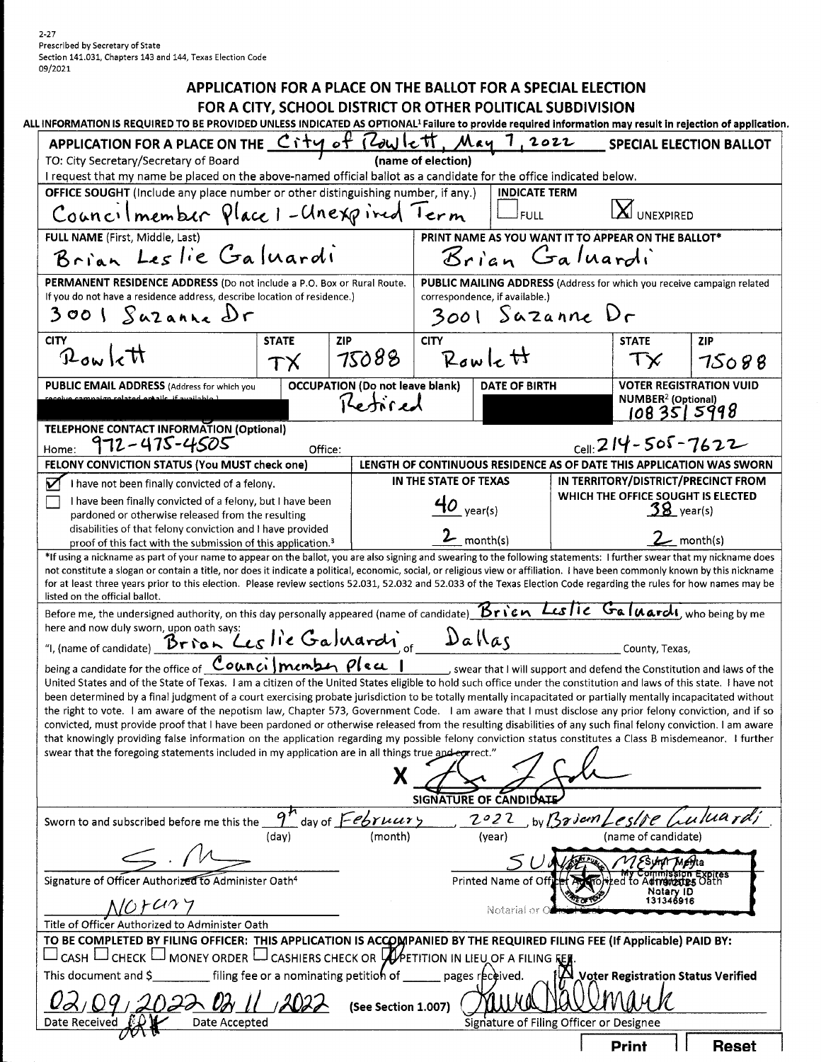2-27
Prescribed by Secretary of State
Section 141.031, Chapters 143 and 144, Texas Election Code
09/2021

# APPLICATION FOR A PLACE ON THE BALLOT FOR A SPECIAL ELECTION FOR A CITY, SCHOOL DISTRICT OR OTHER POLITICAL SUBDIVISION

**ALL INFORMATION IS REQUIRED TO BE PROVIDED UNLESS INDICATED AS OPTIONAL[1] Failure to provide required information may result in rejection of application.**

**APPLICATION FOR A PLACE ON THE** City of Rowlett, May 7, 2022 (name of election) **SPECIAL ELECTION BALLOT**

TO: City Secretary/Secretary of Board

I request that my name be placed on the above-named official ballot as a candidate for the office indicated below.

| | |
|---|---|
| **OFFICE SOUGHT** (Include any place number or other distinguishing number, if any.): Councilmember Place 1 - Unexpired Term | **INDICATE TERM**: ☐ FULL ☒ UNEXPIRED |
| **FULL NAME** (First, Middle, Last): Brian Leslie Galuardi | **PRINT NAME AS YOU WANT IT TO APPEAR ON THE BALLOT\***: Brian Galuardi |
| **PERMANENT RESIDENCE ADDRESS** (Do not include a P.O. Box or Rural Route. If you do not have a residence address, describe location of residence.): 3001 Suzanne Dr | **PUBLIC MAILING ADDRESS** (Address for which you receive campaign related correspondence, if available.): 3001 Suzanne Dr |
| **CITY**: Rowlett **STATE**: TX **ZIP**: 75088 | **CITY**: Rowlett **STATE**: TX **ZIP**: 75088 |

| **PUBLIC EMAIL ADDRESS** (Address for which you receive campaign related emails, if available.) | **OCCUPATION** (Do not leave blank) | **DATE OF BIRTH** | **VOTER REGISTRATION VUID NUMBER[2] (Optional)** |
|---|---|---|---|
| [redacted] | Retired | [redacted] | 1083515998 |

**TELEPHONE CONTACT INFORMATION (Optional)**
Home: 972-475-4505 Office: Cell: 214-505-7622

| **FELONY CONVICTION STATUS (You MUST check one)** | **LENGTH OF CONTINUOUS RESIDENCE AS OF DATE THIS APPLICATION WAS SWORN** | |
|---|---|---|
| | **IN THE STATE OF TEXAS** | **IN TERRITORY/DISTRICT/PRECINCT FROM WHICH THE OFFICE SOUGHT IS ELECTED** |
| ☑ I have not been finally convicted of a felony. | 40 year(s) | 38 year(s) |
| ☐ I have been finally convicted of a felony, but I have been pardoned or otherwise released from the resulting disabilities of that felony conviction and I have provided proof of this fact with the submission of this application.[3] | 2 month(s) | 2 month(s) |

\*If using a nickname as part of your name to appear on the ballot, you are also signing and swearing to the following statements: I further swear that my nickname does not constitute a slogan or contain a title, nor does it indicate a political, economic, social, or religious view or affiliation. I have been commonly known by this nickname for at least three years prior to this election. Please review sections 52.031, 52.032 and 52.033 of the Texas Election Code regarding the rules for how names may be listed on the official ballot.

Before me, the undersigned authority, on this day personally appeared (name of candidate) Brien Leslie Galuardi, who being by me here and now duly sworn, upon oath says:

"I, (name of candidate) Brian Leslie Galuardi, of Dallas County, Texas,

being a candidate for the office of Councilmember Place 1, swear that I will support and defend the Constitution and laws of the United States and of the State of Texas. I am a citizen of the United States eligible to hold such office under the constitution and laws of this state. I have not been determined by a final judgment of a court exercising probate jurisdiction to be totally mentally incapacitated or partially mentally incapacitated without the right to vote. I am aware of the nepotism law, Chapter 573, Government Code. I am aware that I must disclose any prior felony conviction, and if so convicted, must provide proof that I have been pardoned or otherwise released from the resulting disabilities of any such final felony conviction. I am aware that knowingly providing false information on the application regarding my possible felony conviction status constitutes a Class B misdemeanor. I further swear that the foregoing statements included in my application are in all things true and correct."

X [signature]
**SIGNATURE OF CANDIDATE**

Sworn to and subscribed before me this the 9th (day) day of February (month), 2022 (year), by Brian Leslie Galuardi (name of candidate).

[signature]
Signature of Officer Authorized to Administer Oath[4]

Notary
Title of Officer Authorized to Administer Oath

SUNAY MEHTA
Printed Name of Officer Authorized to Administer Oath

[Notarial seal: Sunay Mehta, My Commission Expires, Notary ID 131346916]
Notarial or Official Seal

**TO BE COMPLETED BY FILING OFFICER: THIS APPLICATION IS ACCOMPANIED BY THE REQUIRED FILING FEE (If Applicable) PAID BY:**
☐ CASH ☐ CHECK ☐ MONEY ORDER ☐ CASHIERS CHECK OR ☑ PETITION IN LIEU OF A FILING FEE.

This document and $\_\_\_\_\_\_ filing fee or a nominating petition of \_\_\_\_\_\_ pages received. ☒ **Voter Registration Status Verified**

02/09/2022 Date Received
02/11/2022 Date Accepted
(See Section 1.007)

[signature] Laura Hallmark
Signature of Filing Officer or Designee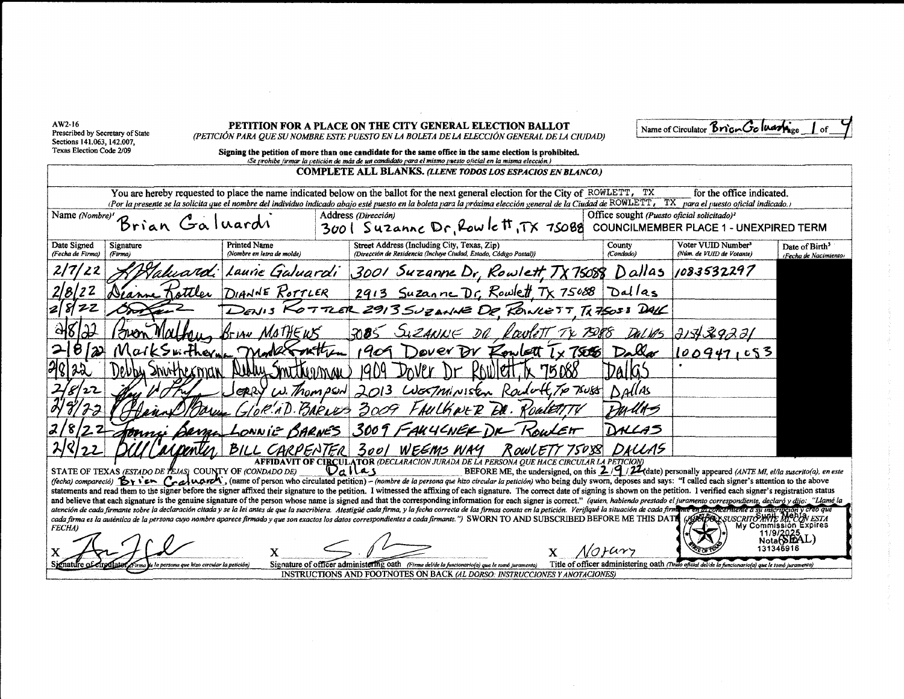AW2-16
Prescribed by Secretary of State
Sections 141.063, 142.007,
Texas Election Code 2/09

# PETITION FOR A PLACE ON THE CITY GENERAL ELECTION BALLOT

*(PETICIÓN PARA QUE SU NOMBRE ESTE PUESTO EN LA BOLETA DE LA ELECCIÓN GENERAL DE LA CIUDAD)*

Name of Circulator Brian Galuardi Page 1 of 4

**Signing the petition of more than one candidate for the same office in the same election is prohibited.**
*(Se prohibe firmar la petición de más de un candidato para el mismo puesto oficial en la misma elección.)*

**COMPLETE ALL BLANKS.** *(LLENE TODOS LOS ESPACIOS EN BLANCO.)*

You are hereby requested to place the name indicated below on the ballot for the next general election for the City of ROWLETT, TX for the office indicated.
*(Por la presente se la solicita que el nombre del individuo indicado abajo esté puesto en la boleta para la próxima elección general de la Ciudad de ROWLETT, TX para el puesto oficial indicado.)*

Name *(Nombre)*[1]: Brian Galuardi
Address *(Dirección)*: 3001 Suzanne Dr, Rowlett, TX 75088
Office sought *(Puesto oficial solicitado)*[2]: COUNCILMEMBER PLACE 1 - UNEXPIRED TERM

| Date Signed *(Fecha de Firma)* | Signature *(Firma)* | Printed Name *(Nombre en letra de molde)* | Street Address (Including City, Texas, Zip) *(Dirección de Residencia (Incluye Ciudad, Estado, Código Postal))* | County *(Condado)* | Voter VUID Number[3] *(Núm. de VUID de Votante)* | Date of Birth[3] *(Fecha de Nacimiento)* |
|---|---|---|---|---|---|---|
| 2/7/22 | L Galuardi | Laurie Galuardi | 3001 Suzanne Dr, Rowlett, TX 75088 | Dallas | 1083532297 | |
| 2/8/22 | Dianne Rottler | DIANNE ROTTLER | 2913 Suzanne Dr, Rowlett, Tx 75088 | Dallas | | |
| 2/8/22 | [signature] | DENIS KOTTLER | 2913 SUZANNE DR, ROWLETT, TX 75088 | DALL | | |
| 2/8/22 | Brian Mathews | BRIAN MATHEWS | 3085 SUZANNE DR Rowlett TX 75088 | DALLAS | 2154369221 | |
| 2/8/22 | Mark Smitherman | Mark Smitherman | 1909 Dover Dr Rowlett Tx 75088 | Dallas | 1009471053 | |
| 2/8/22 | Debby Smitherman | Debby Smitherman | 1909 Dover Dr Rowlett, Tx 75088 | Dallas | | |
| 2/8/22 | [signature] | JERRY W. Thompson | 2013 Westminister Rowlett, Tx 75088 | DALLAS | | |
| 2/8/22 | Gloria D Barnes | GLORIA D. BARNES | 3009 FAULKNER DR. ROWLETT, TX | Dallas | | |
| 2/8/22 | Lonnie Barnes | LONNIE BARNES | 3009 FAULKNER DR Rowlett | DALLAS | | |
| 2/8/22 | Bill Carpenter | BILL CARPENTER | 3001 WEEMS WAY ROWLETT 75088 | DALLAS | | |

**AFFIDAVIT OF CIRCULATOR** *(DECLARACION JURADA DE LA PERSONA QUE HACE CIRCULAR LA PETICION)*

STATE OF TEXAS *(ESTADO DE TEJAS)* COUNTY OF *(CONDADO DE)* Dallas BEFORE ME, the undersigned, on this 2/9/22 (date) personally appeared *(ANTE MI, el/la suscrito(a), en este (fecha) compareció)* Brian Galuardi, (name of person who circulated petition) – *(nombre de la persona que hizo circular la petición)* who being duly sworn, deposes and says: "I called each signer's attention to the above statements and read them to the signer before the signer affixed their signature to the petition. I witnessed the affixing of each signature. The correct date of signing is shown on the petition. I verified each signer's registration status and believe that each signature is the genuine signature of the person whose name is signed and that the corresponding information for each signer is correct." *(quien, habiendo prestado el juramento correspondiente, declaró y dijo: "Llamé la atención de cada firmante sobre la declaración citada y se la leí antes de que la suscribiera. Atestigüé cada firma, y la fecha correcta de las firmas consta en la petición. Verifiqué la situación de cada firmante en lo concerniente a su inscripción y creo que cada firma es la auténtica de la persona cuyo nombre aparece firmado y que son exactos los datos correspondientes a cada firmante.")* SWORN TO AND SUBSCRIBED BEFORE ME THIS DATE *(JURADO Y SUSCRITO ANTE MI, CON ESTA FECHA)*

(SEAL) My Commission Expires 11/9/2025 Notary ID 131346916

X [signature] — Signature of Circulator *(Firma de la persona que hizo circular la petición)*

X [signature] — Signature of officer administering oath *(Firma del/de la funcionario(a) que le tomó juramento)*

X Notary — Title of officer administering oath *(Título oficial del/de la funcionario(a) que le tomó juramento)*

INSTRUCTIONS AND FOOTNOTES ON BACK *(AL DORSO: INSTRUCCIONES Y ANOTACIONES)*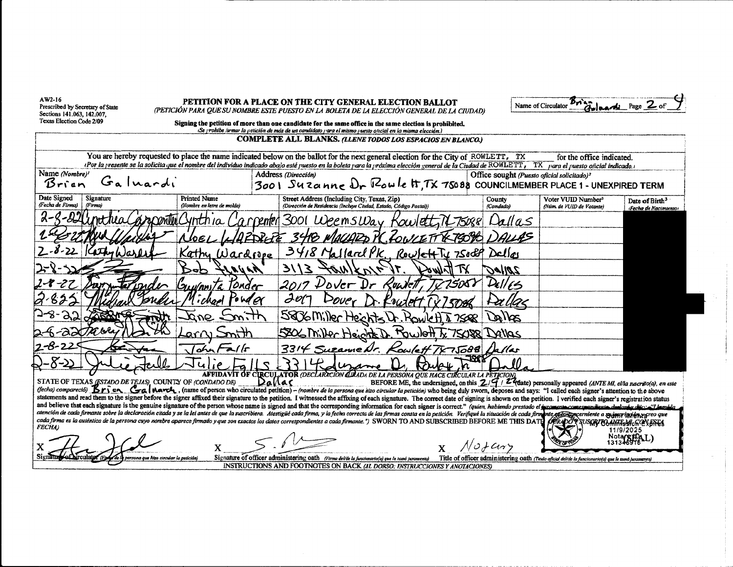AW2-16
Prescribed by Secretary of State
Sections 141.063, 142.007,
Texas Election Code 2/09

# PETITION FOR A PLACE ON THE CITY GENERAL ELECTION BALLOT

*(PETICIÓN PARA QUE SU NOMBRE ESTE PUESTO EN LA BOLETA DE LA ELECCIÓN GENERAL DE LA CIUDAD)*

Name of Circulator Brian Galnardi Page 2 of 4

**Signing the petition of more than one candidate for the same office in the same election is prohibited.**
*(Se prohibe firmar la petición de más de un candidato para el mismo puesto oficial en la misma elección.)*

**COMPLETE ALL BLANKS.** *(LLENE TODOS LOS ESPACIOS EN BLANCO.)*

You are hereby requested to place the name indicated below on the ballot for the next general election for the City of ROWLETT, TX for the office indicated.
*(Por la presente se la solicita que el nombre del individuo indicado abajo esté puesto en la boleta para la próxima elección general de la Ciudad de ROWLETT, TX para el puesto oficial indicado.)*

| Name (Nombre)[1] | Address (Dirección) | Office sought (Puesto oficial solicitado)[2] |
|---|---|---|
| Brian Galnardi | 3001 Suzanne Dr Rowlett, TX 75088 | COUNCILMEMBER PLACE 1 - UNEXPIRED TERM |

| Date Signed (Fecha de Firma) | Signature (Firma) | Printed Name (Nombre en letra de molde) | Street Address (Including City, Texas, Zip) (Dirección de Residencia (Incluye Ciudad, Estado, Código Postal)) | County (Condado) | Voter VUID Number[3] (Núm. de VUID de Votante) | Date of Birth[3] (Fecha de Nacimiento) |
|---|---|---|---|---|---|---|
| 2-8-22 | Cynthia Carpenter | Cynthia Carpenter | 3001 Weems Way Rowlett, TX 75088 | Dallas | | |
| 2-8-22 | Noel Wardrope | NOEL WARDROPE | 3418 MALLARD PL ROWLETT TX 75088 | DALLAS | | |
| 2-8-22 | Kathy Wardrope | Kathy Wardrope | 3418 Mallard Pk, Rowlett Tx 75088 | Dallas | | |
| 2-8-22 | [signature] | Bob Fagan | 3113 Faulkner Dr. Rowlett TX | Dallas | | |
| 2-8-22 | Guyanita Ponder | Guyanita Ponder | 2017 Dover Dr Rowlett, TX 75088 | Dallas | | |
| 2-8-22 | Michael Ponder | Michael Ponder | 2017 Dover Dr. Rowlett, TX 75088 | Dallas | | |
| 2-8-22 | Jane Smith | Jane Smith | 5806 Miller Heights Dr. Rowlett, TX 75088 | Dallas | | |
| 2-8-22 | Larry Smith | Larry Smith | 5806 Miller Heights Dr. Rowlett, Tx 75088 | Dallas | | |
| 2-8-22 | [signature] | John Falls | 3314 Suzanne Dr. Rowlett TX 75088 | Dallas | | |
| 2-8-22 | Julie Falls | Julie Falls | 3314 Suzanne Dr. Rowlett, Tx 75088 | Dallas | | |

## AFFIDAVIT OF CIRCULATOR *(DECLARACIÓN JURADA DE LA PERSONA QUE HACE CIRCULAR LA PETICIÓN)*

STATE OF TEXAS *(ESTADO DE TEJAS)* COUNTY OF *(CONDADO DE)* Dallas BEFORE ME, the undersigned, on this 2/9/22 (date) personally appeared *(ANTE MI, el/la suscrito(a), en este (fecha) compareció)* Brian Galnardi, (name of person who circulated petition) – *(nombre de la persona que hizo circular la petición)* who being duly sworn, deposes and says: "I called each signer's attention to the above statements and read them to the signer before the signer affixed their signature to the petition. I witnessed the affixing of each signature. The correct date of signing is shown on the petition. I verified each signer's registration status and believe that each signature is the genuine signature of the person whose name is signed and that the corresponding information for each signer is correct." *(quien, habiendo prestado el juramento correspondiente declara y dice: "Llamé la atención de cada firmante sobre la declaración citada y se la leí antes de que la suscribiera. Atestigüé cada firma, y la fecha correcta de las firmas consta en la petición. Verifiqué la situación de cada firmante en lo concerniente a su inscripción y creo que cada firma es la auténtica de la persona cuyo nombre aparece firmado y que son exactos los datos correspondientes a cada firmante.")* SWORN TO AND SUBSCRIBED BEFORE ME THIS DATE *(JURADO Y SUSCRITO ANTE MI EN ESTA FECHA)*

(SEAL) My Commission Expires 11/9/2025 Notary ID 131346916

X [signature]
Signature of Circulator *(Firma de la persona que hizo circular la petición)*

X [signature]
Signature of officer administering oath *(Firma del/de la funcionario(a) que le tomó juramento)*

X Notary
Title of officer administering oath *(Titulo oficial del/de la funcionario(a) que le tomó juramento)*

INSTRUCTIONS AND FOOTNOTES ON BACK *(AL DORSO: INSTRUCCIONES Y ANOTACIONES)*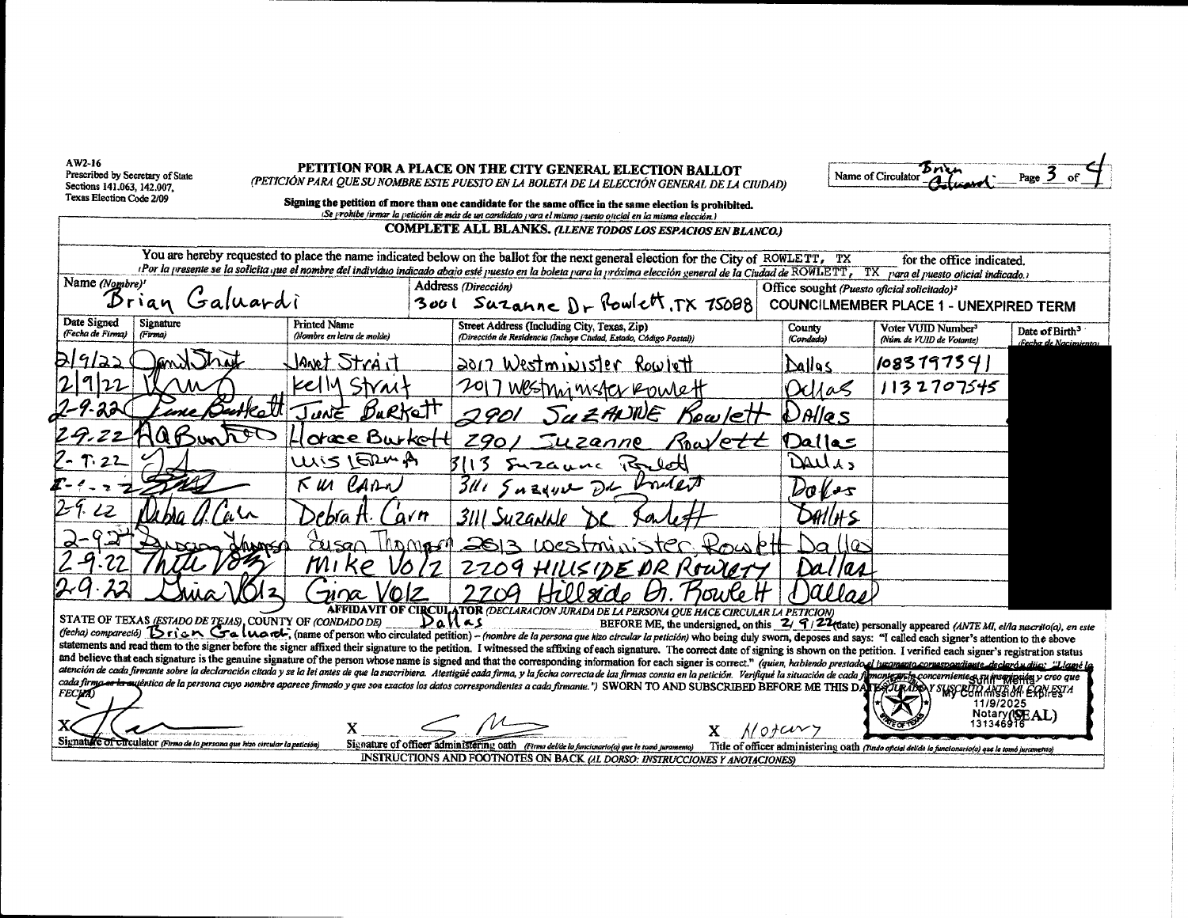AW2-16
Prescribed by Secretary of State
Sections 141.063, 142.007,
Texas Election Code 2/09

# PETITION FOR A PLACE ON THE CITY GENERAL ELECTION BALLOT

*(PETICIÓN PARA QUE SU NOMBRE ESTE PUESTO EN LA BOLETA DE LA ELECCIÓN GENERAL DE LA CIUDAD)*

Name of Circulator Brian Galuardi Page 3 of 4

**Signing the petition of more than one candidate for the same office in the same election is prohibited.**
*(Se prohibe firmar la petición de más de un candidato para el mismo puesto oficial en la misma elección.)*

**COMPLETE ALL BLANKS.** *(LLENE TODOS LOS ESPACIOS EN BLANCO.)*

You are hereby requested to place the name indicated below on the ballot for the next general election for the City of ROWLETT, TX for the office indicated.
*(Por la presente se la solicita que el nombre del individuo indicado abajo esté puesto en la boleta para la próxima elección general de la Ciudad de ROWLETT, TX para el puesto oficial indicado.)*

| Name *(Nombre)*[1] | Address *(Dirección)* | Office sought *(Puesto oficial solicitado)*[2] |
|---|---|---|
| Brian Galuardi | 3001 Suzanne Dr Rowlett, TX 75088 | COUNCILMEMBER PLACE 1 - UNEXPIRED TERM |

| Date Signed *(Fecha de Firma)* | Signature *(Firma)* | Printed Name *(Nombre en letra de molde)* | Street Address (Including City, Texas, Zip) *(Dirección de Residencia (Incluye Ciudad, Estado, Código Postal))* | County *(Condado)* | Voter VUID Number[3] *(Núm. de VUID de Votante)* | Date of Birth[3] *(Fecha de Nacimiento)* |
|---|---|---|---|---|---|---|
| 2/9/22 | Janet Strait | Janet Strait | 2017 Westminister Rowlett | Dallas | 1083797341 | |
| 2/9/22 | [signature] | Kelly Strait | 2017 Westminister Rowlett | Dallas | 1132707545 | |
| 2-9-22 | June Burkett | June Burkett | 2901 Suzanne Rowlett | Dallas | | |
| 2-9-22 | HABurkett | Horace Burkett | 2901 Suzanne Rowlett | Dallas | | |
| 2-9-22 | [signature] | Luis Lerma | 3113 Suzanne Rowlett | Dallas | | |
| 2-9-22 | [signature] | Kim Carn | 3111 Suzanne Dr Rowlett | Dallas | | |
| 2-9-22 | Debra A. Carn | Debra A. Carn | 3111 Suzanne Dr Rowlett | Dallas | | |
| 2-9-22 | Susan Thompson | Susan Thompson | 2613 Westminister Rowlett | Dallas | | |
| 2-9-22 | Mike Volz | Mike Volz | 2209 Hillside Dr Rowlett | Dallas | | |
| 2-9-22 | Gina Volz | Gina Volz | 2209 Hillside Dr. Rowlett | Dallas | | |

**AFFIDAVIT OF CIRCULATOR** *(DECLARACION JURADA DE LA PERSONA QUE HACE CIRCULAR LA PETICION)*

STATE OF TEXAS *(ESTADO DE TEJAS)*, COUNTY OF *(CONDADO DE)* Dallas BEFORE ME, the undersigned, on this 2/9/22 (date) personally appeared *(ANTE MI, el/la suscrito(a), en este (fecha) compareció)* Brian Galuardi (name of person who circulated petition) – *(nombre de la persona que hizo circular la petición)* who being duly sworn, deposes and says: "I called each signer's attention to the above statements and read them to the signer before the signer affixed their signature to the petition. I witnessed the affixing of each signature. The correct date of signing is shown on the petition. I verified each signer's registration status and believe that each signature is the genuine signature of the person whose name is signed and that the corresponding information for each signer is correct." *(quien, habiendo prestado el juramento correspondiente, declaró y dijo: "Llamé la atención de cada firmante sobre la declaración citada y se la leí antes de que la suscribiera. Atestigüé cada firma, y la fecha correcta de las firmas consta en la petición. Verifiqué la situación de cada firmante en lo concerniente a su inscripción y creo que cada firma es la auténtica de la persona cuyo nombre aparece firmado y que son exactos los datos correspondientes a cada firmante.")* SWORN TO AND SUBSCRIBED BEFORE ME THIS DATE *(JURADO Y SUSCRITO ANTE MI, EN ESTA FECHA)*

My Commission Expires 11/9/2025
Notary ID 131346916
(SEAL)

X [signature] Signature of circulator *(Firma de la persona que hizo circular la petición)*

X [signature] Signature of officer administering oath *(Firma del/de la funcionario(a) que le tomó juramento)*

X Notary Title of officer administering oath *(Título oficial del/de la funcionario(a) que le tomó juramento)*

INSTRUCTIONS AND FOOTNOTES ON BACK *(AL DORSO: INSTRUCCIONES Y ANOTACIONES)*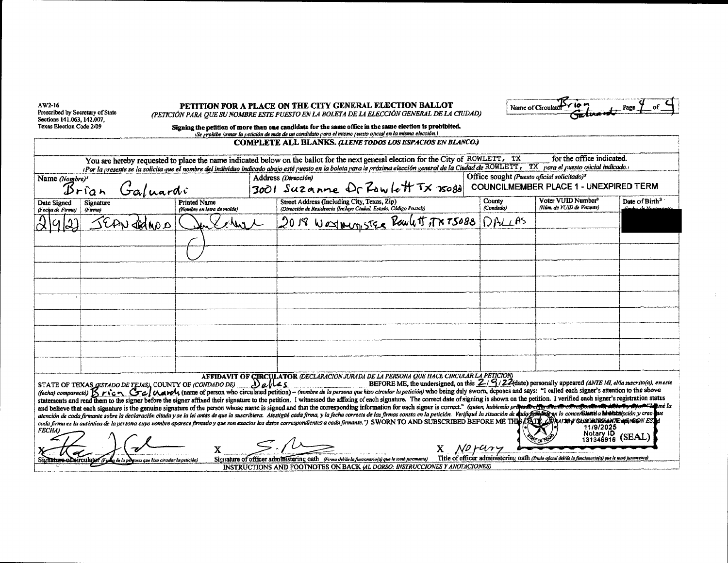AW2-16
Prescribed by Secretary of State
Sections 141.063, 142.007,
Texas Election Code 2/09

# PETITION FOR A PLACE ON THE CITY GENERAL ELECTION BALLOT

*(PETICIÓN PARA QUE SU NOMBRE ESTE PUESTO EN LA BOLETA DE LA ELECCIÓN GENERAL DE LA CIUDAD)*

Name of Circulator: Brian Galuardi — Page 4 of 4

**Signing the petition of more than one candidate for the same office in the same election is prohibited.**
*(Se prohibe firmar la petición de más de un candidato para el mismo puesto oficial en la misma elección.)*

**COMPLETE ALL BLANKS.** *(LLENE TODOS LOS ESPACIOS EN BLANCO.)*

You are hereby requested to place the name indicated below on the ballot for the next general election for the City of ROWLETT, TX for the office indicated.
*(Por la presente se la solicita que el nombre del individuo indicado abajo esté puesto en la boleta para la próxima elección general de la Ciudad de ROWLETT, TX para el puesto oficial indicado.)*

| Name (Nombre)[1] | Address (Dirección) | Office sought (Puesto oficial solicitado)[2] |
|---|---|---|
| Brian Galuardi | 3001 Suzanne Dr Rowlett TX 75088 | COUNCILMEMBER PLACE 1 - UNEXPIRED TERM |

| Date Signed (Fecha de Firma) | Signature (Firma) | Printed Name (Nombre en letra de molde) | Street Address (Including City, Texas, Zip) (Dirección de Residencia (Incluye Ciudad, Estado, Código Postal)) | County (Condado) | Voter VUID Number[3] (Núm. de VUID de Votante) | Date of Birth[3] (Fecha de Nacimiento) |
|---|---|---|---|---|---|---|
| 2/9/22 | [signature] | JEAN ZELNOD | 2018 Westminster Rowlett, TX 75088 | DALLAS | | [redacted] |
| | | | | | | |
| | | | | | | |
| | | | | | | |
| | | | | | | |
| | | | | | | |
| | | | | | | |
| | | | | | | |
| | | | | | | |

## AFFIDAVIT OF CIRCULATOR *(DECLARACION JURADA DE LA PERSONA QUE HACE CIRCULAR LA PETICION)*

STATE OF TEXAS *(ESTADO DE TEJAS)*, COUNTY OF *(CONDADO DE)* Dallas BEFORE ME, the undersigned, on this 2/9/22 (date) personally appeared *(ANTE MI, el/la suscrito(a), en este (fecha) compareció)* Brian Galuardi (name of person who circulated petition) – *(nombre de la persona que hizo circular la petición)* who being duly sworn, deposes and says: "I called each signer's attention to the above statements and read them to the signer before the signer affixed their signature to the petition. I witnessed the affixing of each signature. The correct date of signing is shown on the petition. I verified each signer's registration status and believe that each signature is the genuine signature of the person whose name is signed and that the corresponding information for each signer is correct." *(quien, habiendo prestado el juramento correspondiente, declara y dijo: "Llamé la atención de cada firmante sobre la declaración citada y se la lei antes de que la suscribiera. Atestigüé cada firma, y la fecha correcta de las firmas consta en la petición. Verifiqué la situación de cada firmante en lo concerniente a la inscripción y creo que cada firma es la auténtica de la persona cuyo nombre aparece firmado y que son exactos los datos correspondientes a cada firmante.")* SWORN TO AND SUBSCRIBED BEFORE ME THIS DATE *(JURADO Y SUSCRITO ANTE MI EN ESTA FECHA)*

[Notary stamp: My Commission Expires 11/9/2025, Notary ID 131346916] (SEAL)

X [signature] — Signature of circulator *(Firma de la persona que hizo circular la petición)*

X [signature] — Signature of officer administering oath *(Firma del/de la funcionario(a) que le tomó juramento)*

X Notary — Title of officer administering oath *(Título oficial del/de la funcionario(a) que le tomó juramento)*

INSTRUCTIONS AND FOOTNOTES ON BACK *(AL DORSO: INSTRUCCIONES Y ANOTACIONES)*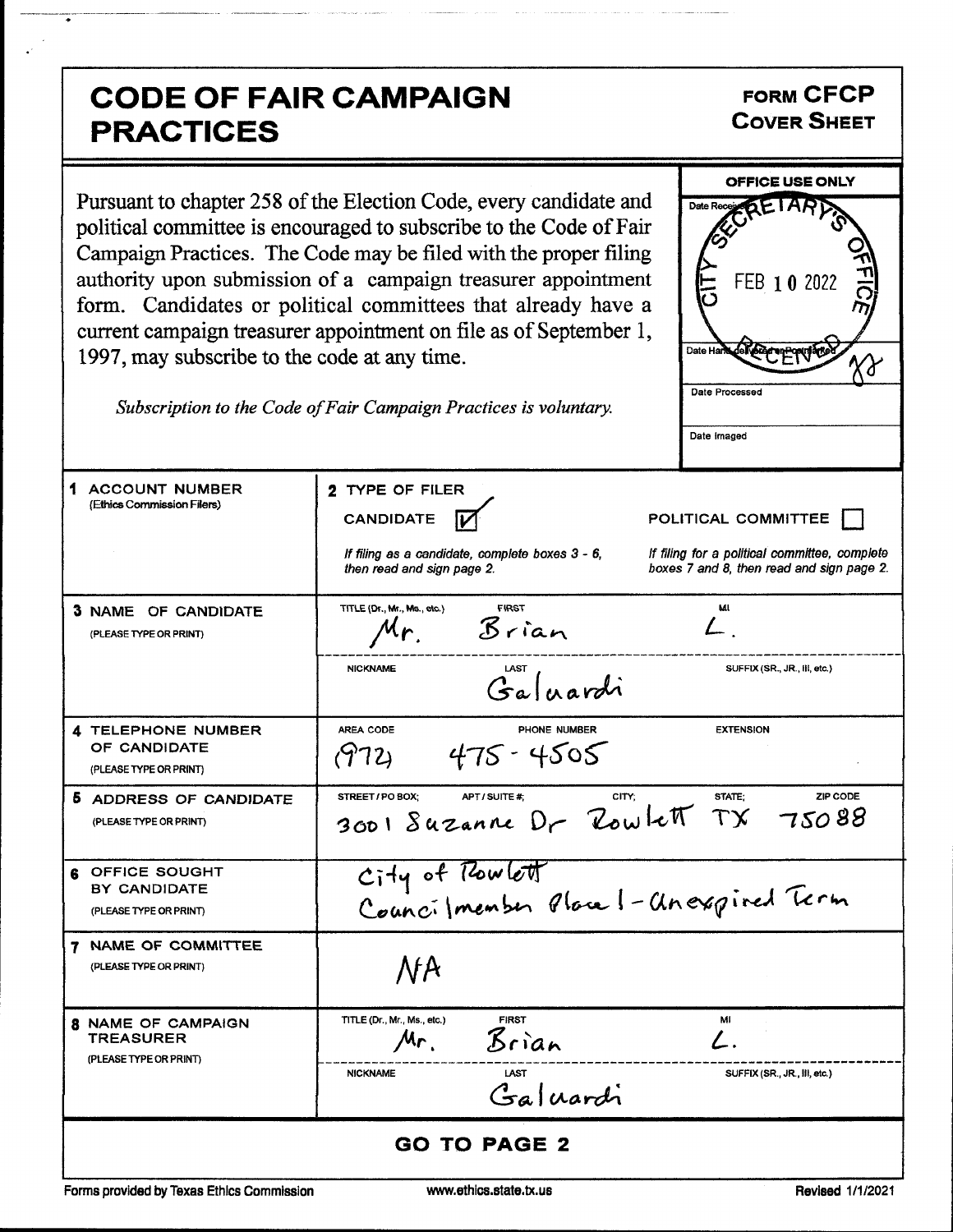# CODE OF FAIR CAMPAIGN PRACTICES

**FORM CFCP**
**COVER SHEET**

Pursuant to chapter 258 of the Election Code, every candidate and political committee is encouraged to subscribe to the Code of Fair Campaign Practices. The Code may be filed with the proper filing authority upon submission of a campaign treasurer appointment form. Candidates or political committees that already have a current campaign treasurer appointment on file as of September 1, 1997, may subscribe to the code at any time.

*Subscription to the Code of Fair Campaign Practices is voluntary.*

| OFFICE USE ONLY |
|---|
| Date Received: CITY SECRETARY'S OFFICE FEB 10 2022 RECEIVED |
| Date Hand-delivered or Postmarked |
| Date Processed |
| Date Imaged |

| | |
|---|---|
| **1 ACCOUNT NUMBER** (Ethics Commission Filers) | **2 TYPE OF FILER** CANDIDATE [X] POLITICAL COMMITTEE [ ] *If filing as a candidate, complete boxes 3 - 6, then read and sign page 2.* *If filing for a political committee, complete boxes 7 and 8, then read and sign page 2.* |
| **3 NAME OF CANDIDATE** (PLEASE TYPE OR PRINT) | TITLE (Dr., Mr., Ms., etc.): Mr. FIRST: Brian MI: L. NICKNAME: LAST: Galuardi SUFFIX (SR., JR., III, etc.): |
| **4 TELEPHONE NUMBER OF CANDIDATE** (PLEASE TYPE OR PRINT) | AREA CODE: (972) PHONE NUMBER: 475-4505 EXTENSION: |
| **5 ADDRESS OF CANDIDATE** (PLEASE TYPE OR PRINT) | STREET / PO BOX: 3001 Suzanne Dr APT / SUITE #: CITY: Rowlett STATE: TX ZIP CODE: 75088 |
| **6 OFFICE SOUGHT BY CANDIDATE** (PLEASE TYPE OR PRINT) | City of Rowlett Councilmember Place 1 - Unexpired Term |
| **7 NAME OF COMMITTEE** (PLEASE TYPE OR PRINT) | NA |
| **8 NAME OF CAMPAIGN TREASURER** (PLEASE TYPE OR PRINT) | TITLE (Dr., Mr., Ms., etc.): Mr. FIRST: Brian MI: L. NICKNAME: LAST: Galuardi SUFFIX (SR., JR., III, etc.): |

**GO TO PAGE 2**

Forms provided by Texas Ethics Commission www.ethics.state.tx.us Revised 1/1/2021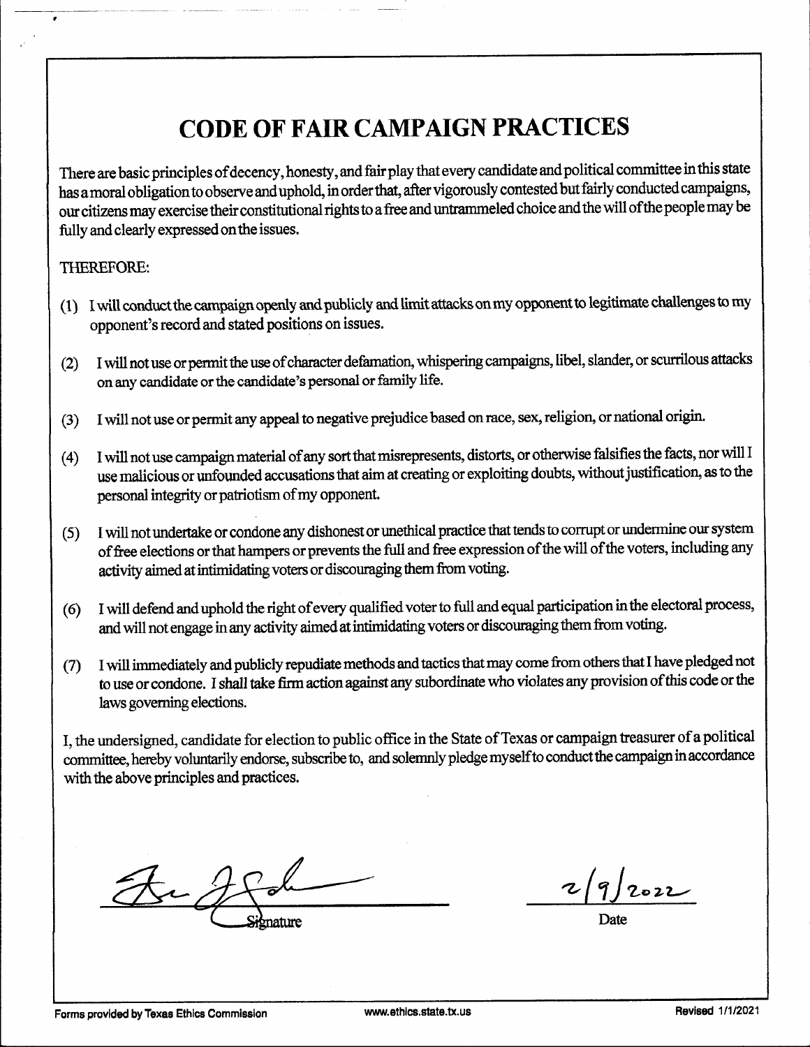# CODE OF FAIR CAMPAIGN PRACTICES

There are basic principles of decency, honesty, and fair play that every candidate and political committee in this state has a moral obligation to observe and uphold, in order that, after vigorously contested but fairly conducted campaigns, our citizens may exercise their constitutional rights to a free and untrammeled choice and the will of the people may be fully and clearly expressed on the issues.

THEREFORE:

(1) I will conduct the campaign openly and publicly and limit attacks on my opponent to legitimate challenges to my opponent's record and stated positions on issues.

(2) I will not use or permit the use of character defamation, whispering campaigns, libel, slander, or scurrilous attacks on any candidate or the candidate's personal or family life.

(3) I will not use or permit any appeal to negative prejudice based on race, sex, religion, or national origin.

(4) I will not use campaign material of any sort that misrepresents, distorts, or otherwise falsifies the facts, nor will I use malicious or unfounded accusations that aim at creating or exploiting doubts, without justification, as to the personal integrity or patriotism of my opponent.

(5) I will not undertake or condone any dishonest or unethical practice that tends to corrupt or undermine our system of free elections or that hampers or prevents the full and free expression of the will of the voters, including any activity aimed at intimidating voters or discouraging them from voting.

(6) I will defend and uphold the right of every qualified voter to full and equal participation in the electoral process, and will not engage in any activity aimed at intimidating voters or discouraging them from voting.

(7) I will immediately and publicly repudiate methods and tactics that may come from others that I have pledged not to use or condone. I shall take firm action against any subordinate who violates any provision of this code or the laws governing elections.

I, the undersigned, candidate for election to public office in the State of Texas or campaign treasurer of a political committee, hereby voluntarily endorse, subscribe to, and solemnly pledge myself to conduct the campaign in accordance with the above principles and practices.

Signature: [signature]

Date: 2/9/2022

Forms provided by Texas Ethics Commission | www.ethics.state.tx.us | Revised 1/1/2021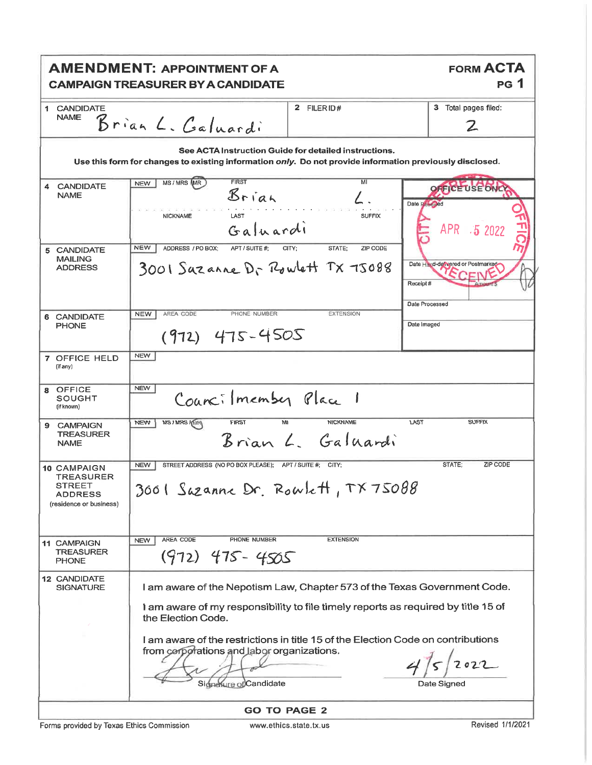# AMENDMENT: APPOINTMENT OF A CAMPAIGN TREASURER BY A CANDIDATE

**FORM ACTA**
**PG 1**

| | | |
|---|---|---|
| 1 CANDIDATE NAME: Brian L. Galuardi | 2 FILER ID#: | 3 Total pages filed: 2 |

**See ACTA Instruction Guide for detailed instructions.**
**Use this form for changes to existing information *only*. Do not provide information previously disclosed.**

| Field | Information |
|---|---|
| 4 CANDIDATE NAME | NEW — MS / MRS / MR (circled: MR) — FIRST: Brian — MI: L. — NICKNAME: — LAST: Galuardi — SUFFIX: |
| 5 CANDIDATE MAILING ADDRESS | NEW — ADDRESS / PO BOX; APT / SUITE #; CITY; STATE; ZIP CODE: 3001 Suzanne Dr Rowlett TX 75088 |
| 6 CANDIDATE PHONE | NEW — AREA CODE / PHONE NUMBER / EXTENSION: (972) 475-4505 |
| 7 OFFICE HELD (if any) | NEW |
| 8 OFFICE SOUGHT (if known) | NEW — Councilmember Place 1 |
| 9 CAMPAIGN TREASURER NAME | NEW — MS / MRS / MR (circled: MR) — FIRST: Brian — MI: L. — NICKNAME: — LAST: Galuardi — SUFFIX: |
| 10 CAMPAIGN TREASURER STREET ADDRESS (residence or business) | NEW — STREET ADDRESS (NO PO BOX PLEASE); APT / SUITE #; CITY; STATE; ZIP CODE: 3001 Suzanne Dr. Rowlett, TX 75088 |
| 11 CAMPAIGN TREASURER PHONE | NEW — AREA CODE / PHONE NUMBER / EXTENSION: (972) 475-4505 |

**OFFICE USE ONLY**

Date Received: APR 5 2022 (CITY SECRETARY'S OFFICE — RECEIVED)

Date Hand-delivered or Postmarked:

Receipt #: Amount $:

Date Processed:

Date Imaged:

**12 CANDIDATE SIGNATURE**

I am aware of the Nepotism Law, Chapter 573 of the Texas Government Code.

I am aware of my responsibility to file timely reports as required by title 15 of the Election Code.

I am aware of the restrictions in title 15 of the Election Code on contributions from corporations and labor organizations.

[Signature] — Signature of Candidate

4/5/2022 — Date Signed

**GO TO PAGE 2**

Forms provided by Texas Ethics Commission — www.ethics.state.tx.us — Revised 1/1/2021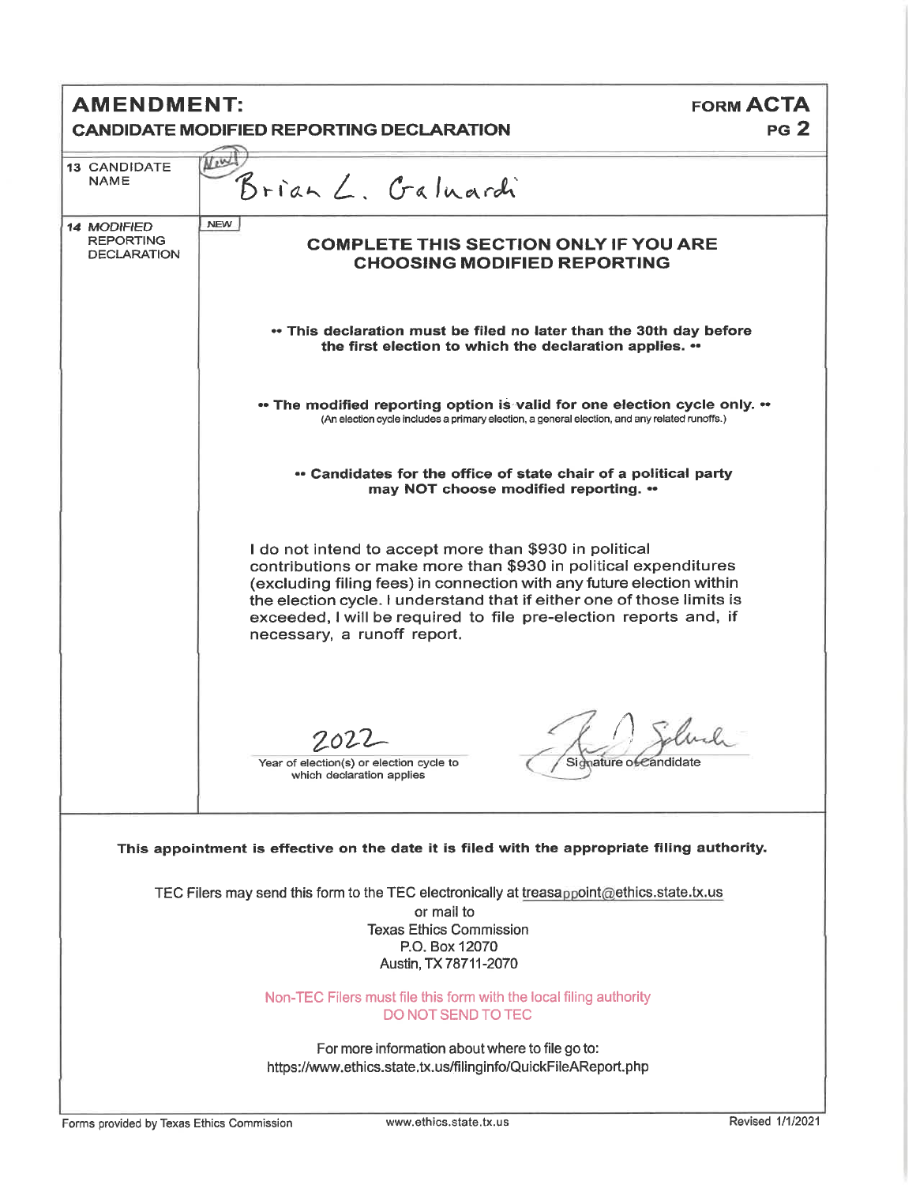# AMENDMENT:

## CANDIDATE MODIFIED REPORTING DECLARATION

**FORM ACTA**
**PG 2**

| | |
|---|---|
| **13** CANDIDATE NAME | NEW Brian L. Galuardi |
| ***14*** *MODIFIED* REPORTING DECLARATION | NEW |

**COMPLETE THIS SECTION ONLY IF YOU ARE CHOOSING MODIFIED REPORTING**

•• **This declaration must be filed no later than the 30th day before the first election to which the declaration applies.** ••

•• **The modified reporting option is valid for one election cycle only.** ••
(An election cycle includes a primary election, a general election, and any related runoffs.)

•• **Candidates for the office of state chair of a political party may NOT choose modified reporting.** ••

I do not intend to accept more than $930 in political contributions or make more than $930 in political expenditures (excluding filing fees) in connection with any future election within the election cycle. I understand that if either one of those limits is exceeded, I will be required to file pre-election reports and, if necessary, a runoff report.

2022
Year of election(s) or election cycle to which declaration applies

Signature of Candidate

**This appointment is effective on the date it is filed with the appropriate filing authority.**

TEC Filers may send this form to the TEC electronically at treasappoint@ethics.state.tx.us
or mail to
Texas Ethics Commission
P.O. Box 12070
Austin, TX 78711-2070

Non-TEC Filers must file this form with the local filing authority
DO NOT SEND TO TEC

For more information about where to file go to:
https://www.ethics.state.tx.us/filinginfo/QuickFileAReport.php

Forms provided by Texas Ethics Commission — www.ethics.state.tx.us — Revised 1/1/2021